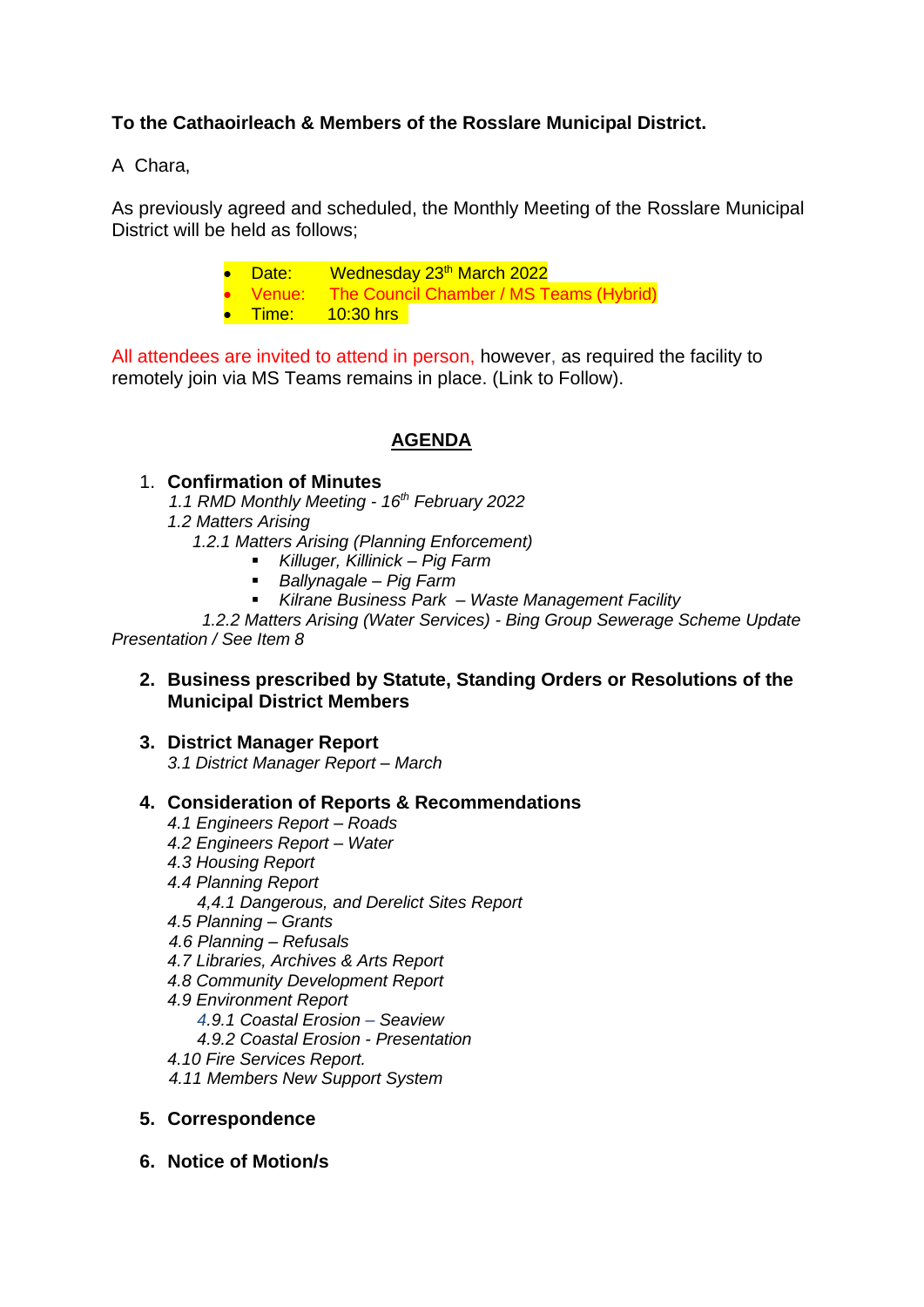**To the Cathaoirleach & Members of the Rosslare Municipal District.**

A Chara,

As previously agreed and scheduled, the Monthly Meeting of the Rosslare Municipal District will be held as follows;

- Date: Wednesday 23th March 2022
- Venue: The Council Chamber / MS Teams (Hybrid)
- Time: 10:30 hrs

All attendees are invited to attend in person, however, as required the facility to remotely join via MS Teams remains in place. (Link to Follow).

## AGENDA

1. **Confirmation of Minutes**
   *1.1 RMD Monthly Meeting - 16th February 2022*
   *1.2 Matters Arising*
      *1.2.1 Matters Arising (Planning Enforcement)*
      - *Killuger, Killinick – Pig Farm*
      - *Ballynagale – Pig Farm*
      - *Kilrane Business Park – Waste Management Facility*

      *1.2.2 Matters Arising (Water Services) - Bing Group Sewerage Scheme Update Presentation / See Item 8*

2. **Business prescribed by Statute, Standing Orders or Resolutions of the Municipal District Members**

3. **District Manager Report**
   *3.1 District Manager Report – March*

4. **Consideration of Reports & Recommendations**
   *4.1 Engineers Report – Roads*
   *4.2 Engineers Report – Water*
   *4.3 Housing Report*
   *4.4 Planning Report*
      *4,4.1 Dangerous, and Derelict Sites Report*
   *4.5 Planning – Grants*
   *4.6 Planning – Refusals*
   *4.7 Libraries, Archives & Arts Report*
   *4.8 Community Development Report*
   *4.9 Environment Report*
      *4.9.1 Coastal Erosion – Seaview*
      *4.9.2 Coastal Erosion - Presentation*
   *4.10 Fire Services Report.*
   *4.11 Members New Support System*

5. **Correspondence**

6. **Notice of Motion/s**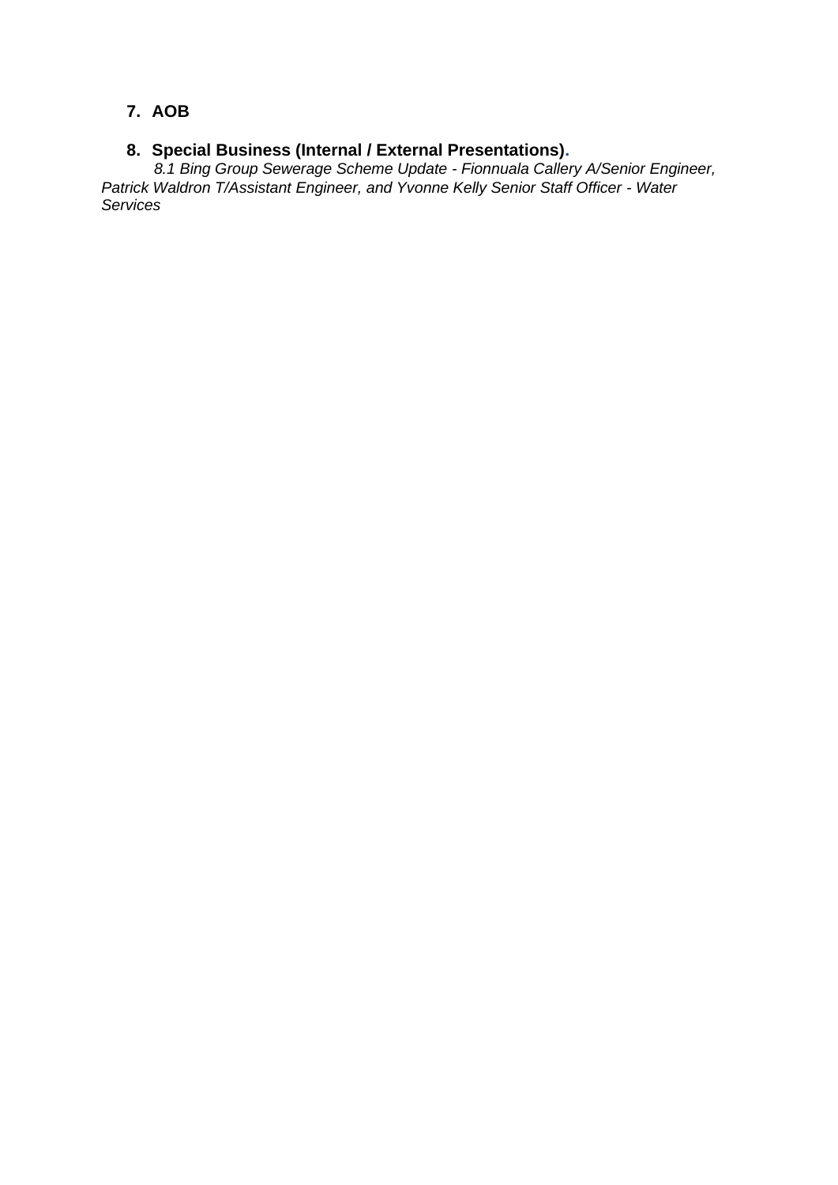7. **AOB**

8. **Special Business (Internal / External Presentations).**

   *8.1 Bing Group Sewerage Scheme Update - Fionnuala Callery A/Senior Engineer, Patrick Waldron T/Assistant Engineer, and Yvonne Kelly Senior Staff Officer - Water Services*